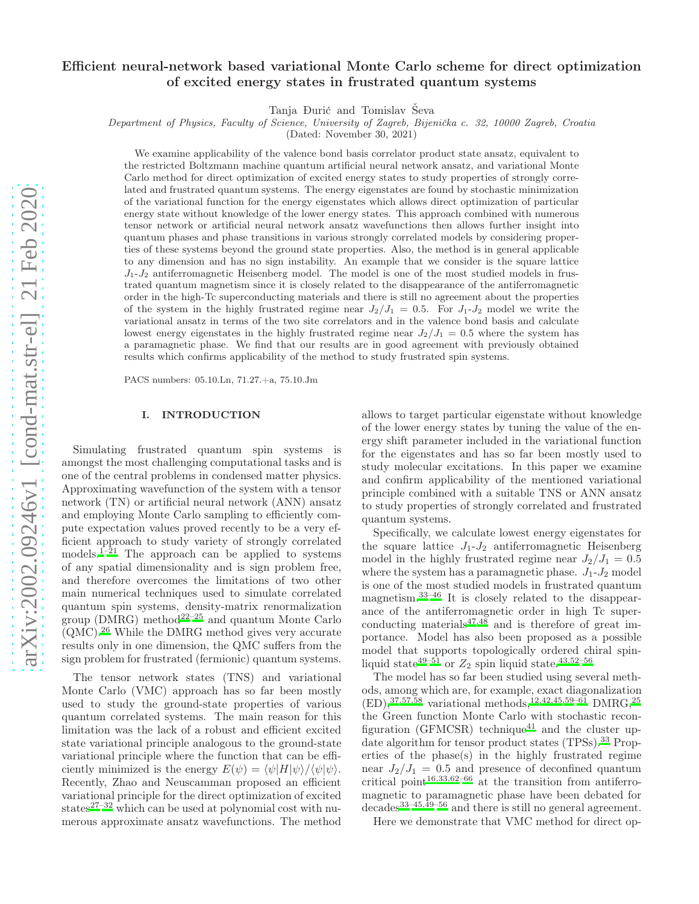# Efficient neural-network based variational Monte Carlo scheme for direct optimization of excited energy states in frustrated quantum systems

Tanja Đurić and Tomislav Ševa

*Department of Physics, Faculty of Science, University of Zagreb, Bijenička c. 32, 10000 Zagreb, Croatia*

(Dated: November 30, 2021)

We examine applicability of the valence bond basis correlator product state ansatz, equivalent to the restricted Boltzmann machine quantum artificial neural network ansatz, and variational Monte Carlo method for direct optimization of excited energy states to study properties of strongly correlated and frustrated quantum systems. The energy eigenstates are found by stochastic minimization of the variational function for the energy eigenstates which allows direct optimization of particular energy state without knowledge of the lower energy states. This approach combined with numerous tensor network or artificial neural network ansatz wavefunctions then allows further insight into quantum phases and phase transitions in various strongly correlated models by considering properties of these systems beyond the ground state properties. Also, the method is in general applicable to any dimension and has no sign instability. An example that we consider is the square lattice $J_1$-$J_2$ antiferromagnetic Heisenberg model. The model is one of the most studied models in frustrated quantum magnetism since it is closely related to the disappearance of the antiferromagnetic order in the high-Tc superconducting materials and there is still no agreement about the properties of the system in the highly frustrated regime near $J_2/J_1 = 0.5$. For $J_1$-$J_2$ model we write the variational ansatz in terms of the two site correlators and in the valence bond basis and calculate lowest energy eigenstates in the highly frustrated regime near $J_2/J_1 = 0.5$ where the system has a paramagnetic phase. We find that our results are in good agreement with previously obtained results which confirms applicability of the method to study frustrated spin systems.

PACS numbers: 05.10.Ln, 71.27.+a, 75.10.Jm

## I. INTRODUCTION

Simulating frustrated quantum spin systems is amongst the most challenging computational tasks and is one of the central problems in condensed matter physics. Approximating wavefunction of the system with a tensor network (TN) or artificial neural network (ANN) ansatz and employing Monte Carlo sampling to efficiently compute expectation values proved recently to be a very efficient approach to study variety of strongly correlated models.[1–21] The approach can be applied to systems of any spatial dimensionality and is sign problem free, and therefore overcomes the limitations of two other main numerical techniques used to simulate correlated quantum spin systems, density-matrix renormalization group (DMRG) method[22–25] and quantum Monte Carlo (QMC).[26] While the DMRG method gives very accurate results only in one dimension, the QMC suffers from the sign problem for frustrated (fermionic) quantum systems.

The tensor network states (TNS) and variational Monte Carlo (VMC) approach has so far been mostly used to study the ground-state properties of various quantum correlated systems. The main reason for this limitation was the lack of a robust and efficient excited state variational principle analogous to the ground-state variational principle where the function that can be efficiently minimized is the energy $E(\psi) = \langle\psi|H|\psi\rangle/\langle\psi|\psi\rangle$. Recently, Zhao and Neuscamman proposed an efficient variational principle for the direct optimization of excited states[27–32] which can be used at polynomial cost with numerous approximate ansatz wavefunctions. The method allows to target particular eigenstate without knowledge of the lower energy states by tuning the value of the energy shift parameter included in the variational function for the eigenstates and has so far been mostly used to study molecular excitations. In this paper we examine and confirm applicability of the mentioned variational principle combined with a suitable TNS or ANN ansatz to study properties of strongly correlated and frustrated quantum systems.

Specifically, we calculate lowest energy eigenstates for the square lattice $J_1$-$J_2$ antiferromagnetic Heisenberg model in the highly frustrated regime near $J_2/J_1 = 0.5$ where the system has a paramagnetic phase. $J_1$-$J_2$ model is one of the most studied models in frustrated quantum magnetism.[33–46] It is closely related to the disappearance of the antiferromagnetic order in high Tc superconducting materials[47,48] and is therefore of great importance. Model has also been proposed as a possible model that supports topologically ordered chiral spin-liquid state[49–51] or $Z_2$ spin liquid state.[43,52–56]

The model has so far been studied using several methods, among which are, for example, exact diagonalization (ED),[37,57,58] variational methods,[12,42,45,59–61] DMRG,[25] the Green function Monte Carlo with stochastic reconfiguration (GFMCSR) technique[41] and the cluster update algorithm for tensor product states (TPSs).[33] Properties of the phase(s) in the highly frustrated regime near $J_2/J_1 = 0.5$ and presence of deconfined quantum critical point[16,33,62–66] at the transition from antiferromagnetic to paramagnetic phase have been debated for decades[33–45,49–56] and there is still no general agreement.

Here we demonstrate that VMC method for direct op-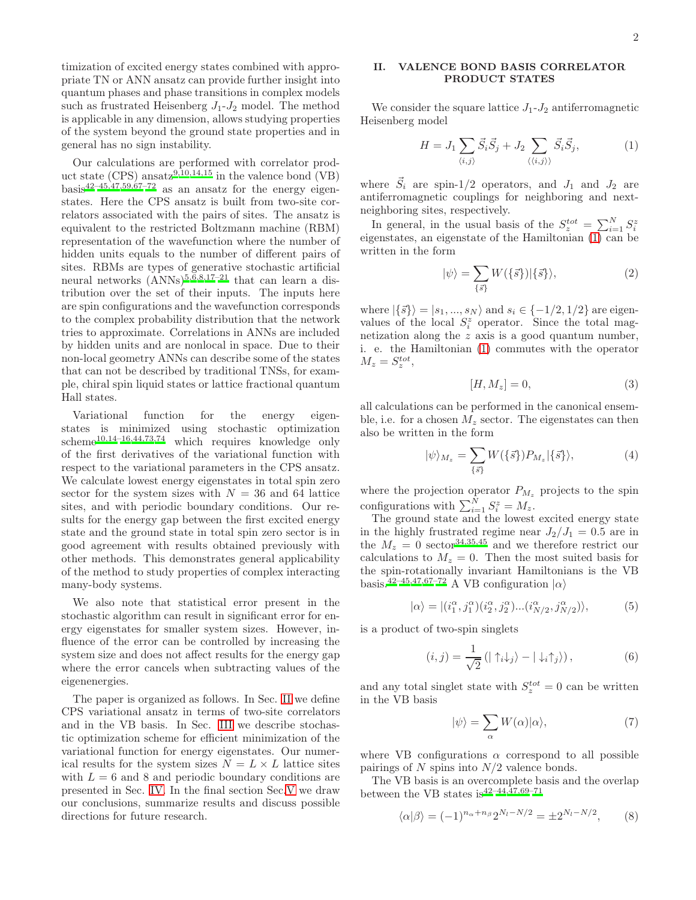timization of excited energy states combined with appropriate TN or ANN ansatz can provide further insight into quantum phases and phase transitions in complex models such as frustrated Heisenberg $J_1$-$J_2$ model. The method is applicable in any dimension, allows studying properties of the system beyond the ground state properties and in general has no sign instability.

Our calculations are performed with correlator product state (CPS) ansatz[9,10,14,15] in the valence bond (VB) basis[42–45,47,59,67–72] as an ansatz for the energy eigenstates. Here the CPS ansatz is built from two-site correlators associated with the pairs of sites. The ansatz is equivalent to the restricted Boltzmann machine (RBM) representation of the wavefunction where the number of hidden units equals to the number of different pairs of sites. RBMs are types of generative stochastic artificial neural networks (ANNs)[5,6,8,17–21] that can learn a distribution over the set of their inputs. The inputs here are spin configurations and the wavefunction corresponds to the complex probability distribution that the network tries to approximate. Correlations in ANNs are included by hidden units and are nonlocal in space. Due to their non-local geometry ANNs can describe some of the states that can not be described by traditional TNSs, for example, chiral spin liquid states or lattice fractional quantum Hall states.

Variational function for the energy eigenstates is minimized using stochastic optimization scheme[10,14–16,44,73,74] which requires knowledge only of the first derivatives of the variational function with respect to the variational parameters in the CPS ansatz. We calculate lowest energy eigenstates in total spin zero sector for the system sizes with $N = 36$ and 64 lattice sites, and with periodic boundary conditions. Our results for the energy gap between the first excited energy state and the ground state in total spin zero sector is in good agreement with results obtained previously with other methods. This demonstrates general applicability of the method to study properties of complex interacting many-body systems.

We also note that statistical error present in the stochastic algorithm can result in significant error for energy eigenstates for smaller system sizes. However, influence of the error can be controlled by increasing the system size and does not affect results for the energy gap where the error cancels when subtracting values of the eigenenergies.

The paper is organized as follows. In Sec. II we define CPS variational ansatz in terms of two-site correlators and in the VB basis. In Sec. III we describe stochastic optimization scheme for efficient minimization of the variational function for energy eigenstates. Our numerical results for the system sizes $N = L \times L$ lattice sites with $L = 6$ and 8 and periodic boundary conditions are presented in Sec. IV. In the final section Sec.V we draw our conclusions, summarize results and discuss possible directions for future research.

## II. VALENCE BOND BASIS CORRELATOR PRODUCT STATES

We consider the square lattice $J_1$-$J_2$ antiferromagnetic Heisenberg model

$$H = J_1 \sum_{\langle i,j \rangle} \vec{S}_i \vec{S}_j + J_2 \sum_{\langle\langle i,j \rangle\rangle} \vec{S}_i \vec{S}_j, \tag{1}$$

where $\vec{S}_i$ are spin-1/2 operators, and $J_1$ and $J_2$ are antiferromagnetic couplings for neighboring and next-neighboring sites, respectively.

In general, in the usual basis of the $S_z^{tot} = \sum_{i=1}^{N} S_i^z$ eigenstates, an eigenstate of the Hamiltonian (1) can be written in the form

$$|\psi\rangle = \sum_{\{\vec{s}\}} W(\{\vec{s}\}) |\{\vec{s}\}\rangle, \tag{2}$$

where $|\{\vec{s}\}\rangle = |s_1, ..., s_N\rangle$ and $s_i \in \{-1/2, 1/2\}$ are eigenvalues of the local $S_i^z$ operator. Since the total magnetization along the $z$ axis is a good quantum number, i. e. the Hamiltonian (1) commutes with the operator $M_z = S_z^{tot}$,

$$[H, M_z] = 0, \tag{3}$$

all calculations can be performed in the canonical ensemble, i.e. for a chosen $M_z$ sector. The eigenstates can then also be written in the form

$$|\psi\rangle_{M_z} = \sum_{\{\vec{s}\}} W(\{\vec{s}\}) P_{M_z} |\{\vec{s}\}\rangle, \tag{4}$$

where the projection operator $P_{M_z}$ projects to the spin configurations with $\sum_{i=1}^{N} S_i^z = M_z$.

The ground state and the lowest excited energy state in the highly frustrated regime near $J_2/J_1 = 0.5$ are in the $M_z = 0$ sector[34,35,45] and we therefore restrict our calculations to $M_z = 0$. Then the most suited basis for the spin-rotationally invariant Hamiltonians is the VB basis.[42–45,47,67–72] A VB configuration $|\alpha\rangle$

$$|\alpha\rangle = |(i_1^\alpha, j_1^\alpha)(i_2^\alpha, j_2^\alpha)...(i_{N/2}^\alpha, j_{N/2}^\alpha)\rangle, \tag{5}$$

is a product of two-spin singlets

$$(i, j) = \frac{1}{\sqrt{2}} \left( |\uparrow_i \downarrow_j\rangle - |\downarrow_i \uparrow_j\rangle \right), \tag{6}$$

and any total singlet state with $S_z^{tot} = 0$ can be written in the VB basis

$$|\psi\rangle = \sum_{\alpha} W(\alpha) |\alpha\rangle, \tag{7}$$

where VB configurations $\alpha$ correspond to all possible pairings of $N$ spins into $N/2$ valence bonds.

The VB basis is an overcomplete basis and the overlap between the VB states is[42–44,47,69–71]

$$\langle \alpha | \beta \rangle = (-1)^{n_\alpha + n_\beta} 2^{N_l - N/2} = \pm 2^{N_l - N/2}, \tag{8}$$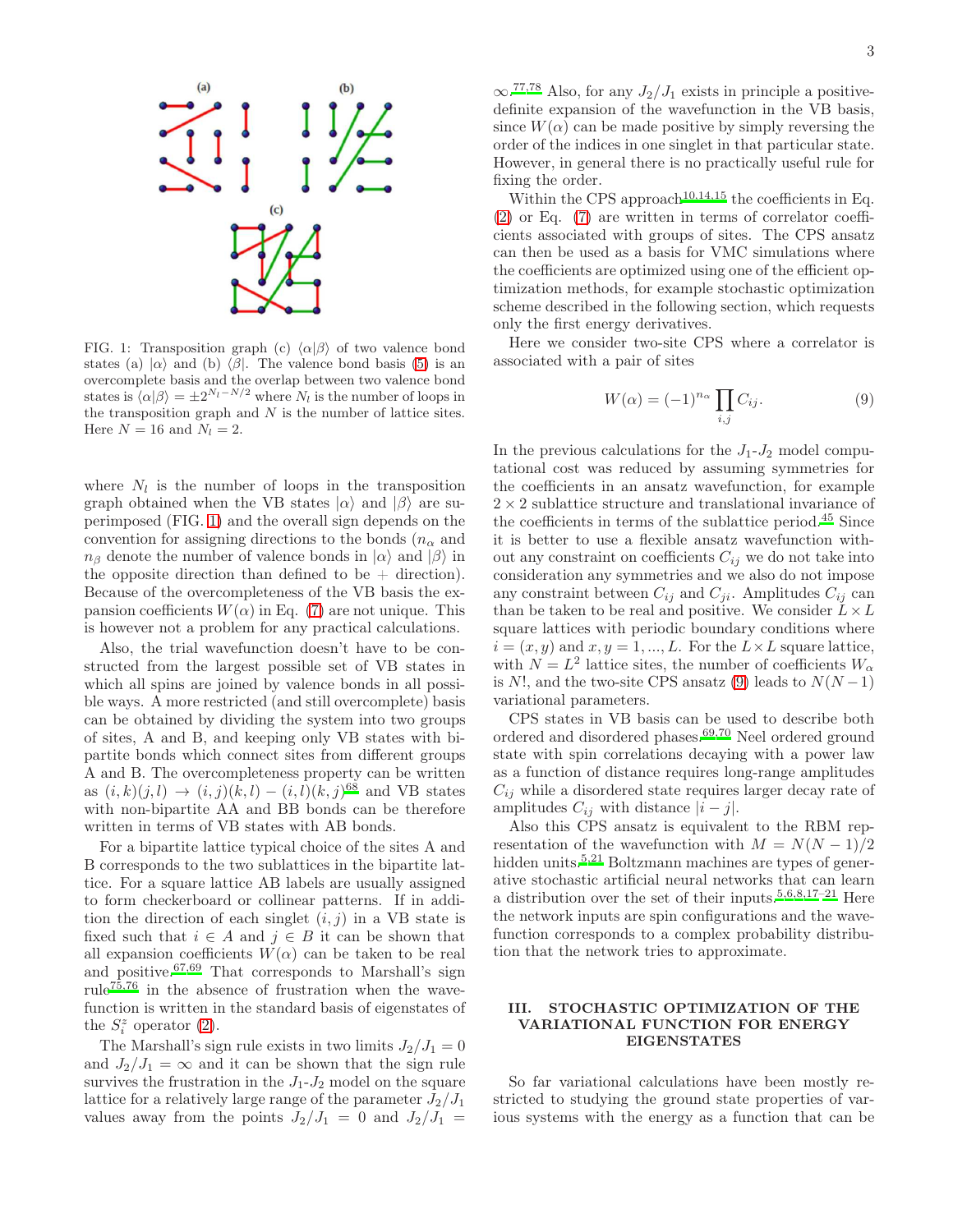FIG. 1: Transposition graph (c) $\langle\alpha|\beta\rangle$ of two valence bond states (a) $|\alpha\rangle$ and (b) $\langle\beta|$. The valence bond basis (5) is an overcomplete basis and the overlap between two valence bond states is $\langle\alpha|\beta\rangle = \pm 2^{N_l - N/2}$ where $N_l$ is the number of loops in the transposition graph and $N$ is the number of lattice sites. Here $N = 16$ and $N_l = 2$.

where $N_l$ is the number of loops in the transposition graph obtained when the VB states $|\alpha\rangle$ and $|\beta\rangle$ are superimposed (FIG. 1) and the overall sign depends on the convention for assigning directions to the bonds ($n_\alpha$ and $n_\beta$ denote the number of valence bonds in $|\alpha\rangle$ and $|\beta\rangle$ in the opposite direction than defined to be + direction). Because of the overcompleteness of the VB basis the expansion coefficients $W(\alpha)$ in Eq. (7) are not unique. This is however not a problem for any practical calculations.

Also, the trial wavefunction doesn't have to be constructed from the largest possible set of VB states in which all spins are joined by valence bonds in all possible ways. A more restricted (and still overcomplete) basis can be obtained by dividing the system into two groups of sites, A and B, and keeping only VB states with bipartite bonds which connect sites from different groups A and B. The overcompleteness property can be written as $(i,k)(j,l) \to (i,j)(k,l) - (i,l)(k,j)$[68] and VB states with non-bipartite AA and BB bonds can be therefore written in terms of VB states with AB bonds.

For a bipartite lattice typical choice of the sites A and B corresponds to the two sublattices in the bipartite lattice. For a square lattice AB labels are usually assigned to form checkerboard or collinear patterns. If in addition the direction of each singlet $(i,j)$ in a VB state is fixed such that $i \in A$ and $j \in B$ it can be shown that all expansion coefficients $W(\alpha)$ can be taken to be real and positive.[67,69] That corresponds to Marshall's sign rule[75,76] in the absence of frustration when the wavefunction is written in the standard basis of eigenstates of the $S_i^z$ operator (2).

The Marshall's sign rule exists in two limits $J_2/J_1 = 0$ and $J_2/J_1 = \infty$ and it can be shown that the sign rule survives the frustration in the $J_1$-$J_2$ model on the square lattice for a relatively large range of the parameter $J_2/J_1$ values away from the points $J_2/J_1 = 0$ and $J_2/J_1 = \infty$.[77,78] Also, for any $J_2/J_1$ exists in principle a positive-definite expansion of the wavefunction in the VB basis, since $W(\alpha)$ can be made positive by simply reversing the order of the indices in one singlet in that particular state. However, in general there is no practically useful rule for fixing the order.

Within the CPS approach[10,14,15] the coefficients in Eq. (2) or Eq. (7) are written in terms of correlator coefficients associated with groups of sites. The CPS ansatz can then be used as a basis for VMC simulations where the coefficients are optimized using one of the efficient optimization methods, for example stochastic optimization scheme described in the following section, which requests only the first energy derivatives.

Here we consider two-site CPS where a correlator is associated with a pair of sites

$$W(\alpha) = (-1)^{n_\alpha} \prod_{i,j} C_{ij}. \tag{9}$$

In the previous calculations for the $J_1$-$J_2$ model computational cost was reduced by assuming symmetries for the coefficients in an ansatz wavefunction, for example $2 \times 2$ sublattice structure and translational invariance of the coefficients in terms of the sublattice period.[45] Since it is better to use a flexible ansatz wavefunction without any constraint on coefficients $C_{ij}$ we do not take into consideration any symmetries and we also do not impose any constraint between $C_{ij}$ and $C_{ji}$. Amplitudes $C_{ij}$ can than be taken to be real and positive. We consider $L \times L$ square lattices with periodic boundary conditions where $i = (x, y)$ and $x, y = 1, ..., L$. For the $L \times L$ square lattice, with $N = L^2$ lattice sites, the number of coefficients $W_\alpha$ is $N!$, and the two-site CPS ansatz (9) leads to $N(N-1)$ variational parameters.

CPS states in VB basis can be used to describe both ordered and disordered phases.[69,70] Neel ordered ground state with spin correlations decaying with a power law as a function of distance requires long-range amplitudes $C_{ij}$ while a disordered state requires larger decay rate of amplitudes $C_{ij}$ with distance $|i - j|$.

Also this CPS ansatz is equivalent to the RBM representation of the wavefunction with $M = N(N-1)/2$ hidden units.[5,21] Boltzmann machines are types of generative stochastic artificial neural networks that can learn a distribution over the set of their inputs.[5,6,8,17–21] Here the network inputs are spin configurations and the wavefunction corresponds to a complex probability distribution that the network tries to approximate.

## III. STOCHASTIC OPTIMIZATION OF THE VARIATIONAL FUNCTION FOR ENERGY EIGENSTATES

So far variational calculations have been mostly restricted to studying the ground state properties of various systems with the energy as a function that can be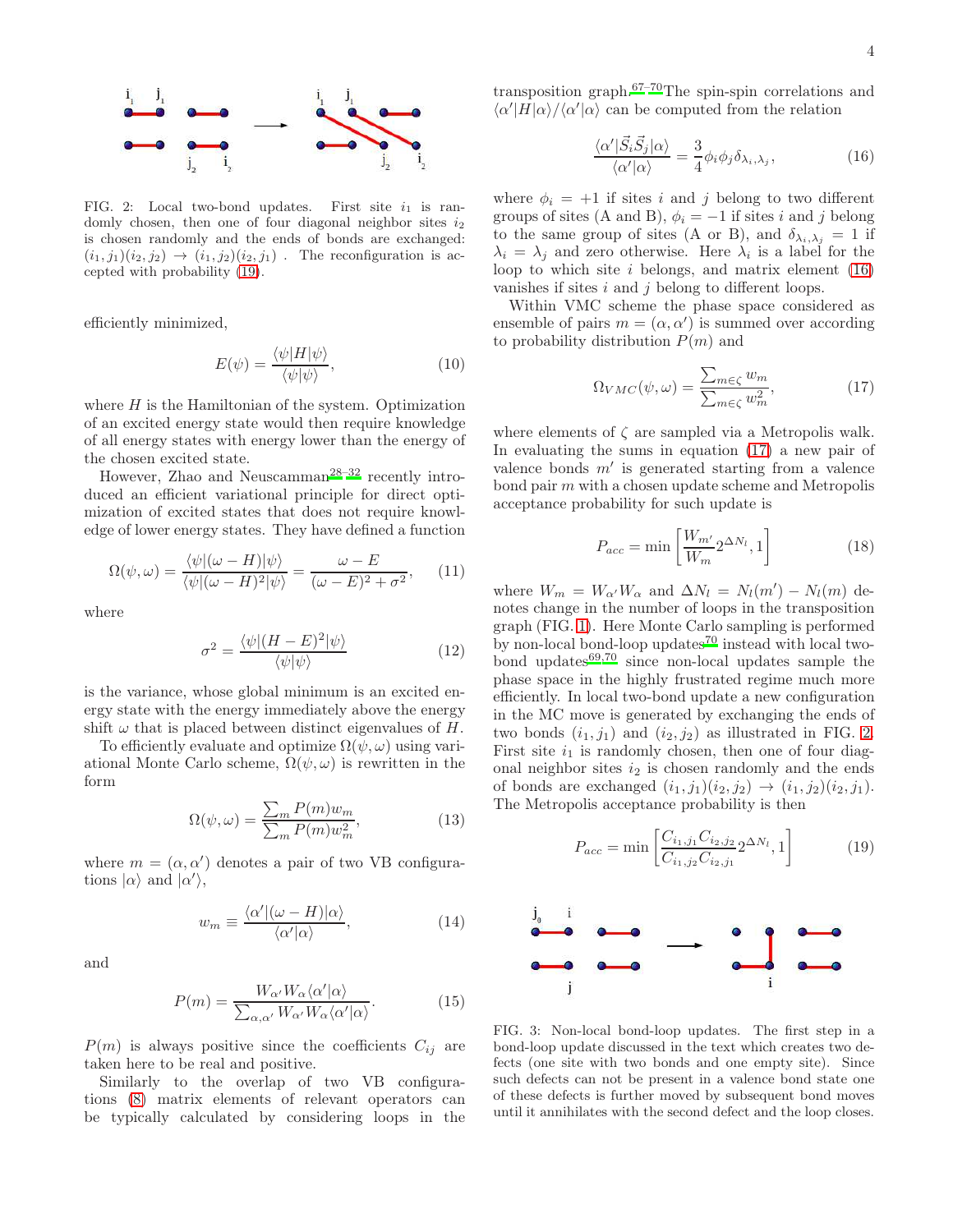FIG. 2: Local two-bond updates. First site $i_1$ is randomly chosen, then one of four diagonal neighbor sites $i_2$ is chosen randomly and the ends of bonds are exchanged: $(i_1, j_1)(i_2, j_2) \to (i_1, j_2)(i_2, j_1)$ . The reconfiguration is accepted with probability (19).

efficiently minimized,

$$E(\psi) = \frac{\langle\psi|H|\psi\rangle}{\langle\psi|\psi\rangle}, \tag{10}$$

where $H$ is the Hamiltonian of the system. Optimization of an excited energy state would then require knowledge of all energy states with energy lower than the energy of the chosen excited state.

However, Zhao and Neuscamman[28–32] recently introduced an efficient variational principle for direct optimization of excited states that does not require knowledge of lower energy states. They have defined a function

$$\Omega(\psi, \omega) = \frac{\langle\psi|(\omega - H)|\psi\rangle}{\langle\psi|(\omega - H)^2|\psi\rangle} = \frac{\omega - E}{(\omega - E)^2 + \sigma^2}, \tag{11}$$

where

$$\sigma^2 = \frac{\langle\psi|(H - E)^2|\psi\rangle}{\langle\psi|\psi\rangle} \tag{12}$$

is the variance, whose global minimum is an excited energy state with the energy immediately above the energy shift $\omega$ that is placed between distinct eigenvalues of $H$.

To efficiently evaluate and optimize $\Omega(\psi, \omega)$ using variational Monte Carlo scheme, $\Omega(\psi, \omega)$ is rewritten in the form

$$\Omega(\psi, \omega) = \frac{\sum_m P(m) w_m}{\sum_m P(m) w_m^2}, \tag{13}$$

where $m = (\alpha, \alpha')$ denotes a pair of two VB configurations $|\alpha\rangle$ and $|\alpha'\rangle$,

$$w_m \equiv \frac{\langle\alpha'|(\omega - H)|\alpha\rangle}{\langle\alpha'|\alpha\rangle}, \tag{14}$$

and

$$P(m) = \frac{W_{\alpha'} W_\alpha \langle\alpha'|\alpha\rangle}{\sum_{\alpha,\alpha'} W_{\alpha'} W_\alpha \langle\alpha'|\alpha\rangle}. \tag{15}$$

$P(m)$ is always positive since the coefficients $C_{ij}$ are taken here to be real and positive.

Similarly to the overlap of two VB configurations (8) matrix elements of relevant operators can be typically calculated by considering loops in the transposition graph.[67–70] The spin-spin correlations and $\langle\alpha'|H|\alpha\rangle/\langle\alpha'|\alpha\rangle$ can be computed from the relation

$$\frac{\langle\alpha'|\vec{S}_i\vec{S}_j|\alpha\rangle}{\langle\alpha'|\alpha\rangle} = \frac{3}{4}\phi_i\phi_j\delta_{\lambda_i,\lambda_j}, \tag{16}$$

where $\phi_i = +1$ if sites $i$ and $j$ belong to two different groups of sites (A and B), $\phi_i = -1$ if sites $i$ and $j$ belong to the same group of sites (A or B), and $\delta_{\lambda_i,\lambda_j} = 1$ if $\lambda_i = \lambda_j$ and zero otherwise. Here $\lambda_i$ is a label for the loop to which site $i$ belongs, and matrix element (16) vanishes if sites $i$ and $j$ belong to different loops.

Within VMC scheme the phase space considered as ensemble of pairs $m = (\alpha, \alpha')$ is summed over according to probability distribution $P(m)$ and

$$\Omega_{VMC}(\psi, \omega) = \frac{\sum_{m\in\zeta} w_m}{\sum_{m\in\zeta} w_m^2}, \tag{17}$$

where elements of $\zeta$ are sampled via a Metropolis walk. In evaluating the sums in equation (17) a new pair of valence bonds $m'$ is generated starting from a valence bond pair $m$ with a chosen update scheme and Metropolis acceptance probability for such update is

$$P_{acc} = \min\left[\frac{W_{m'}}{W_m} 2^{\Delta N_l}, 1\right] \tag{18}$$

where $W_m = W_{\alpha'} W_\alpha$ and $\Delta N_l = N_l(m') - N_l(m)$ denotes change in the number of loops in the transposition graph (FIG. 1). Here Monte Carlo sampling is performed by non-local bond-loop updates[70] instead with local two-bond updates[69,70] since non-local updates sample the phase space in the highly frustrated regime much more efficiently. In local two-bond update a new configuration in the MC move is generated by exchanging the ends of two bonds $(i_1, j_1)$ and $(i_2, j_2)$ as illustrated in FIG. 2. First site $i_1$ is randomly chosen, then one of four diagonal neighbor sites $i_2$ is chosen randomly and the ends of bonds are exchanged $(i_1, j_1)(i_2, j_2) \to (i_1, j_2)(i_2, j_1)$. The Metropolis acceptance probability is then

$$P_{acc} = \min\left[\frac{C_{i_1,j_1} C_{i_2,j_2}}{C_{i_1,j_2} C_{i_2,j_1}} 2^{\Delta N_l}, 1\right] \tag{19}$$

FIG. 3: Non-local bond-loop updates. The first step in a bond-loop update discussed in the text which creates two defects (one site with two bonds and one empty site). Since such defects can not be present in a valence bond state one of these defects is further moved by subsequent bond moves until it annihilates with the second defect and the loop closes.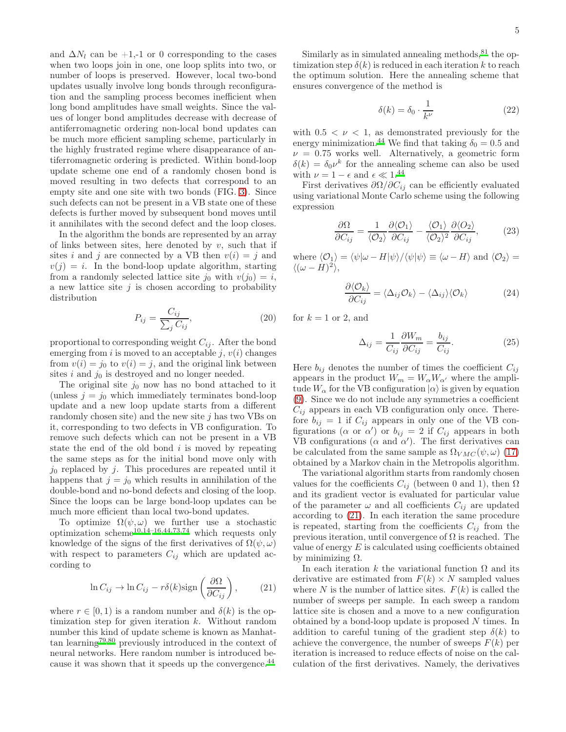and $\Delta N_l$ can be +1,-1 or 0 corresponding to the cases when two loops join in one, one loop splits into two, or number of loops is preserved. However, local two-bond updates usually involve long bonds through reconfiguration and the sampling process becomes inefficient when long bond amplitudes have small weights. Since the values of longer bond amplitudes decrease with decrease of antiferromagnetic ordering non-local bond updates can be much more efficient sampling scheme, particularly in the highly frustrated regime where disappearance of antiferromagnetic ordering is predicted. Within bond-loop update scheme one end of a randomly chosen bond is moved resulting in two defects that correspond to an empty site and one site with two bonds (FIG. 3). Since such defects can not be present in a VB state one of these defects is further moved by subsequent bond moves until it annihilates with the second defect and the loop closes.

In the algorithm the bonds are represented by an array of links between sites, here denoted by $v$, such that if sites $i$ and $j$ are connected by a VB then $v(i) = j$ and $v(j) = i$. In the bond-loop update algorithm, starting from a randomly selected lattice site $j_0$ with $v(j_0) = i$, a new lattice site $j$ is chosen according to probability distribution

$$P_{ij} = \frac{C_{ij}}{\sum_j C_{ij}}, \tag{20}$$

proportional to corresponding weight $C_{ij}$. After the bond emerging from $i$ is moved to an acceptable $j$, $v(i)$ changes from $v(i) = j_0$ to $v(i) = j$, and the original link between sites $i$ and $j_0$ is destroyed and no longer needed.

The original site $j_0$ now has no bond attached to it (unless $j = j_0$ which immediately terminates bond-loop update and a new loop update starts from a different randomly chosen site) and the new site $j$ has two VBs on it, corresponding to two defects in VB configuration. To remove such defects which can not be present in a VB state the end of the old bond $i$ is moved by repeating the same steps as for the initial bond move only with $j_0$ replaced by $j$. This procedures are repeated until it happens that $j = j_0$ which results in annihilation of the double-bond and no-bond defects and closing of the loop. Since the loops can be large bond-loop updates can be much more efficient than local two-bond updates.

To optimize $\Omega(\psi, \omega)$ we further use a stochastic optimization scheme[10,14–16,44,73,74] which requests only knowledge of the signs of the first derivatives of $\Omega(\psi, \omega)$ with respect to parameters $C_{ij}$ which are updated according to

$$\ln C_{ij} \to \ln C_{ij} - r\delta(k)\,\mathrm{sign}\left(\frac{\partial \Omega}{\partial C_{ij}}\right), \tag{21}$$

where $r \in [0, 1)$ is a random number and $\delta(k)$ is the optimization step for given iteration $k$. Without random number this kind of update scheme is known as Manhattan learning[79,80] previously introduced in the context of neural networks. Here random number is introduced because it was shown that it speeds up the convergence.[44]

Similarly as in simulated annealing methods,[81] the optimization step $\delta(k)$ is reduced in each iteration $k$ to reach the optimum solution. Here the annealing scheme that ensures convergence of the method is

$$\delta(k) = \delta_0 \cdot \frac{1}{k^{\nu}} \tag{22}$$

with $0.5 < \nu < 1$, as demonstrated previously for the energy minimization.[44] We find that taking $\delta_0 = 0.5$ and $\nu = 0.75$ works well. Alternatively, a geometric form $\delta(k) = \delta_0 \nu^k$ for the annealing scheme can also be used with $\nu = 1 - \epsilon$ and $\epsilon \ll 1$.[44]

First derivatives $\partial\Omega/\partial C_{ij}$ can be efficiently evaluated using variational Monte Carlo scheme using the following expression

$$\frac{\partial \Omega}{\partial C_{ij}} = \frac{1}{\langle \mathcal{O}_2 \rangle} \frac{\partial \langle \mathcal{O}_1 \rangle}{\partial C_{ij}} - \frac{\langle \mathcal{O}_1 \rangle}{\langle \mathcal{O}_2 \rangle^2} \frac{\partial \langle \mathcal{O}_2 \rangle}{\partial C_{ij}}, \tag{23}$$

where $\langle \mathcal{O}_1 \rangle = \langle \psi | \omega - H | \psi \rangle / \langle \psi | \psi \rangle \equiv \langle \omega - H \rangle$ and $\langle \mathcal{O}_2 \rangle = \langle (\omega - H)^2 \rangle$,

$$\frac{\partial \langle \mathcal{O}_k \rangle}{\partial C_{ij}} = \langle \Delta_{ij} \mathcal{O}_k \rangle - \langle \Delta_{ij} \rangle \langle \mathcal{O}_k \rangle \tag{24}$$

for $k = 1$ or 2, and

$$\Delta_{ij} = \frac{1}{C_{ij}} \frac{\partial W_m}{\partial C_{ij}} = \frac{b_{ij}}{C_{ij}}. \tag{25}$$

Here $b_{ij}$ denotes the number of times the coefficient $C_{ij}$ appears in the product $W_m = W_\alpha W_{\alpha'}$ where the amplitude $W_\alpha$ for the VB configuration $|\alpha\rangle$ is given by equation (9). Since we do not include any symmetries a coefficient $C_{ij}$ appears in each VB configuration only once. Therefore $b_{ij} = 1$ if $C_{ij}$ appears in only one of the VB configurations ($\alpha$ or $\alpha'$) or $b_{ij} = 2$ if $C_{ij}$ appears in both VB configurations ($\alpha$ and $\alpha'$). The first derivatives can be calculated from the same sample as $\Omega_{VMC}(\psi, \omega)$ (17) obtained by a Markov chain in the Metropolis algorithm.

The variational algorithm starts from randomly chosen values for the coefficients $C_{ij}$ (between 0 and 1), then $\Omega$ and its gradient vector is evaluated for particular value of the parameter $\omega$ and all coefficients $C_{ij}$ are updated according to (21). In each iteration the same procedure is repeated, starting from the coefficients $C_{ij}$ from the previous iteration, until convergence of $\Omega$ is reached. The value of energy $E$ is calculated using coefficients obtained by minimizing $\Omega$.

In each iteration $k$ the variational function $\Omega$ and its derivative are estimated from $F(k) \times N$ sampled values where $N$ is the number of lattice sites. $F(k)$ is called the number of sweeps per sample. In each sweep a random lattice site is chosen and a move to a new configuration obtained by a bond-loop update is proposed $N$ times. In addition to careful tuning of the gradient step $\delta(k)$ to achieve the convergence, the number of sweeps $F(k)$ per iteration is increased to reduce effects of noise on the calculation of the first derivatives. Namely, the derivatives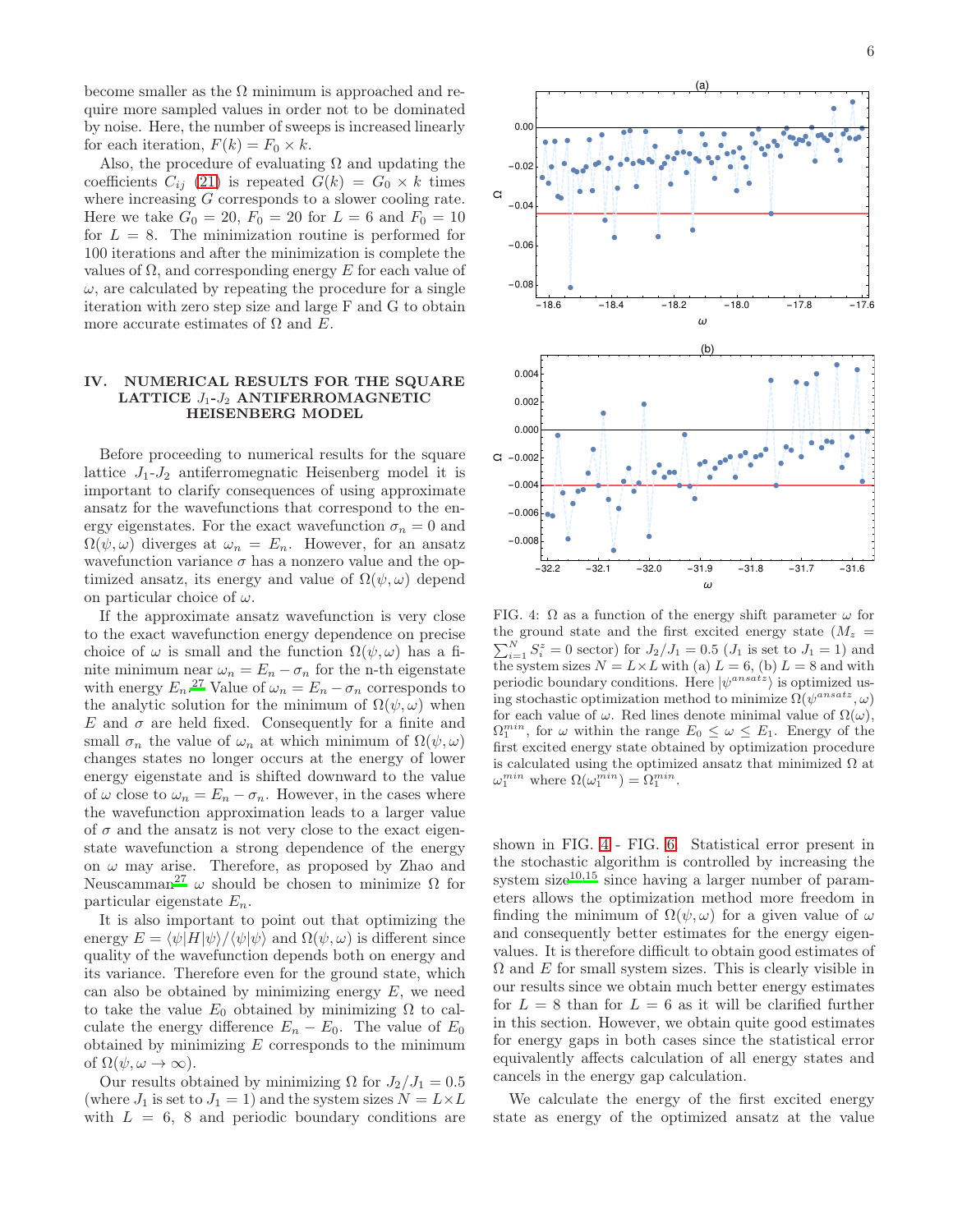become smaller as the $\Omega$ minimum is approached and require more sampled values in order not to be dominated by noise. Here, the number of sweeps is increased linearly for each iteration, $F(k) = F_0 \times k$.

Also, the procedure of evaluating $\Omega$ and updating the coefficients $C_{ij}$ (21) is repeated $G(k) = G_0 \times k$ times where increasing $G$ corresponds to a slower cooling rate. Here we take $G_0 = 20$, $F_0 = 20$ for $L = 6$ and $F_0 = 10$ for $L = 8$. The minimization routine is performed for 100 iterations and after the minimization is complete the values of $\Omega$, and corresponding energy $E$ for each value of $\omega$, are calculated by repeating the procedure for a single iteration with zero step size and large F and G to obtain more accurate estimates of $\Omega$ and $E$.

## IV. NUMERICAL RESULTS FOR THE SQUARE LATTICE $J_1$-$J_2$ ANTIFERROMAGNETIC HEISENBERG MODEL

Before proceeding to numerical results for the square lattice $J_1$-$J_2$ antiferromegnatic Heisenberg model it is important to clarify consequences of using approximate ansatz for the wavefunctions that correspond to the energy eigenstates. For the exact wavefunction $\sigma_n = 0$ and $\Omega(\psi, \omega)$ diverges at $\omega_n = E_n$. However, for an ansatz wavefunction variance $\sigma$ has a nonzero value and the optimized ansatz, its energy and value of $\Omega(\psi, \omega)$ depend on particular choice of $\omega$.

If the approximate ansatz wavefunction is very close to the exact wavefunction energy dependence on precise choice of $\omega$ is small and the function $\Omega(\psi, \omega)$ has a finite minimum near $\omega_n = E_n - \sigma_n$ for the n-th eigenstate with energy $E_n$.[27] Value of $\omega_n = E_n - \sigma_n$ corresponds to the analytic solution for the minimum of $\Omega(\psi, \omega)$ when $E$ and $\sigma$ are held fixed. Consequently for a finite and small $\sigma_n$ the value of $\omega_n$ at which minimum of $\Omega(\psi, \omega)$ changes states no longer occurs at the energy of lower energy eigenstate and is shifted downward to the value of $\omega$ close to $\omega_n = E_n - \sigma_n$. However, in the cases where the wavefunction approximation leads to a larger value of $\sigma$ and the ansatz is not very close to the exact eigenstate wavefunction a strong dependence of the energy on $\omega$ may arise. Therefore, as proposed by Zhao and Neuscamman[27] $\omega$ should be chosen to minimize $\Omega$ for particular eigenstate $E_n$.

It is also important to point out that optimizing the energy $E = \langle\psi|H|\psi\rangle / \langle\psi|\psi\rangle$ and $\Omega(\psi, \omega)$ is different since quality of the wavefunction depends both on energy and its variance. Therefore even for the ground state, which can also be obtained by minimizing energy $E$, we need to take the value $E_0$ obtained by minimizing $\Omega$ to calculate the energy difference $E_n - E_0$. The value of $E_0$ obtained by minimizing $E$ corresponds to the minimum of $\Omega(\psi, \omega \to \infty)$.

Our results obtained by minimizing $\Omega$ for $J_2/J_1 = 0.5$ (where $J_1$ is set to $J_1 = 1$) and the system sizes $N = L \times L$ with $L = 6$, 8 and periodic boundary conditions are shown in FIG. 4 - FIG. 6. Statistical error present in the stochastic algorithm is controlled by increasing the system size[10,15] since having a larger number of parameters allows the optimization method more freedom in finding the minimum of $\Omega(\psi, \omega)$ for a given value of $\omega$ and consequently better estimates for the energy eigenvalues. It is therefore difficult to obtain good estimates of $\Omega$ and $E$ for small system sizes. This is clearly visible in our results since we obtain much better energy estimates for $L = 8$ than for $L = 6$ as it will be clarified further in this section. However, we obtain quite good estimates for energy gaps in both cases since the statistical error equivalently affects calculation of all energy states and cancels in the energy gap calculation.

FIG. 4: $\Omega$ as a function of the energy shift parameter $\omega$ for the ground state and the first excited energy state ($M_z = \sum_{i=1}^{N} S_i^z = 0$ sector) for $J_2/J_1 = 0.5$ ($J_1$ is set to $J_1 = 1$) and the system sizes $N = L \times L$ with (a) $L = 6$, (b) $L = 8$ and with periodic boundary conditions. Here $|\psi^{ansatz}\rangle$ is optimized using stochastic optimization method to minimize $\Omega(\psi^{ansatz}, \omega)$ for each value of $\omega$. Red lines denote minimal value of $\Omega(\omega)$, $\Omega_1^{min}$, for $\omega$ within the range $E_0 \leq \omega \leq E_1$. Energy of the first excited energy state obtained by optimization procedure is calculated using the optimized ansatz that minimized $\Omega$ at $\omega_1^{min}$ where $\Omega(\omega_1^{min}) = \Omega_1^{min}$.

We calculate the energy of the first excited energy state as energy of the optimized ansatz at the value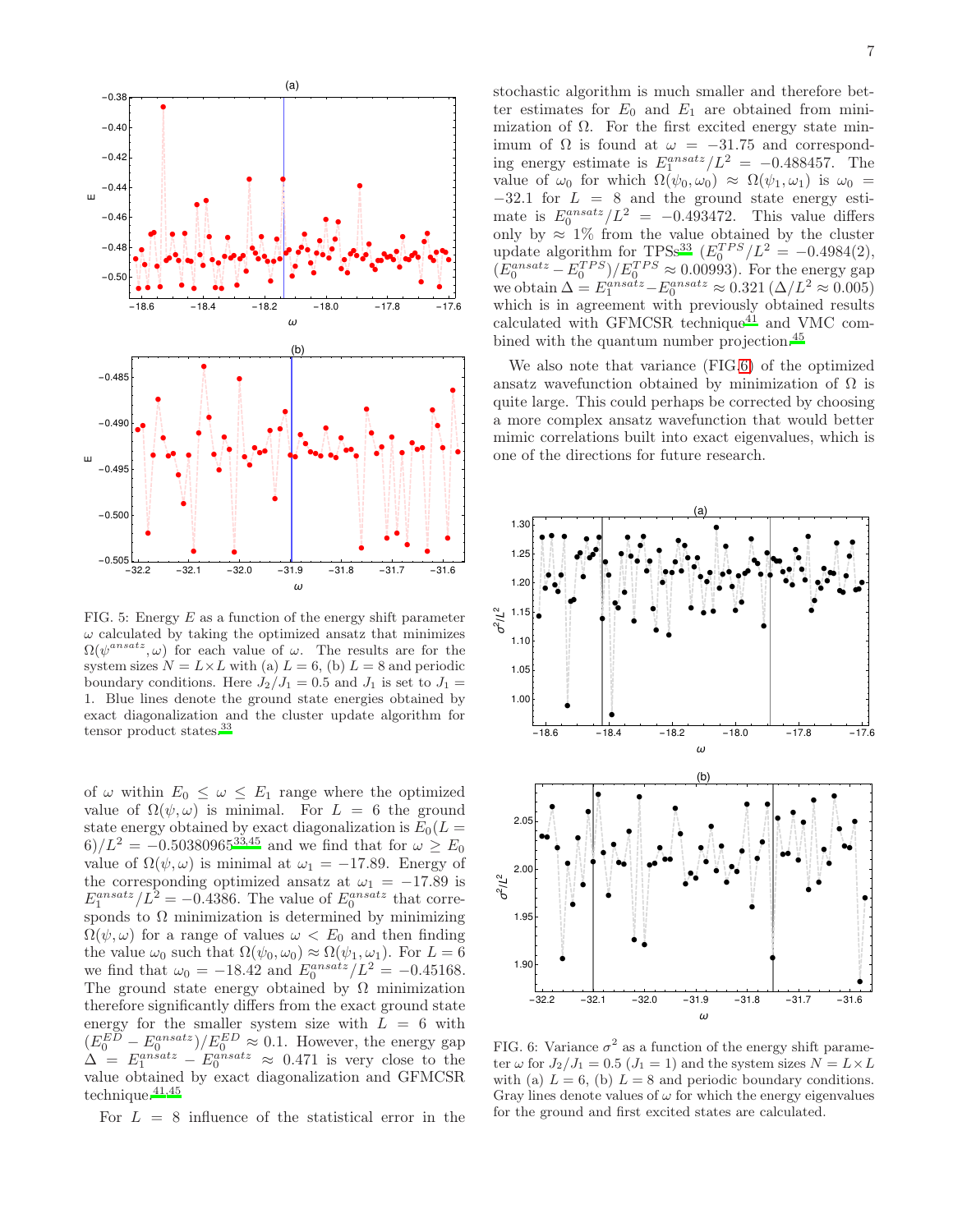FIG. 5: Energy $E$ as a function of the energy shift parameter $\omega$ calculated by taking the optimized ansatz that minimizes $\Omega(\psi^{ansatz}, \omega)$ for each value of $\omega$. The results are for the system sizes $N = L \times L$ with (a) $L = 6$, (b) $L = 8$ and periodic boundary conditions. Here $J_2/J_1 = 0.5$ and $J_1$ is set to $J_1 = 1$. Blue lines denote the ground state energies obtained by exact diagonalization and the cluster update algorithm for tensor product states.[33]

of $\omega$ within $E_0 \leq \omega \leq E_1$ range where the optimized value of $\Omega(\psi, \omega)$ is minimal. For $L = 6$ the ground state energy obtained by exact diagonalization is $E_0(L = 6)/L^2 = -0.50380965$[33,45] and we find that for $\omega \geq E_0$ value of $\Omega(\psi, \omega)$ is minimal at $\omega_1 = -17.89$. Energy of the corresponding optimized ansatz at $\omega_1 = -17.89$ is $E_1^{ansatz}/L^2 = -0.4386$. The value of $E_0^{ansatz}$ that corresponds to $\Omega$ minimization is determined by minimizing $\Omega(\psi, \omega)$ for a range of values $\omega < E_0$ and then finding the value $\omega_0$ such that $\Omega(\psi_0, \omega_0) \approx \Omega(\psi_1, \omega_1)$. For $L = 6$ we find that $\omega_0 = -18.42$ and $E_0^{ansatz}/L^2 = -0.45168$. The ground state energy obtained by $\Omega$ minimization therefore significantly differs from the exact ground state energy for the smaller system size with $L = 6$ with $(E_0^{ED} - E_0^{ansatz})/E_0^{ED} \approx 0.1$. However, the energy gap $\Delta = E_1^{ansatz} - E_0^{ansatz} \approx 0.471$ is very close to the value obtained by exact diagonalization and GFMCSR technique.[41,45]

For $L = 8$ influence of the statistical error in the stochastic algorithm is much smaller and therefore better estimates for $E_0$ and $E_1$ are obtained from minimization of $\Omega$. For the first excited energy state minimum of $\Omega$ is found at $\omega = -31.75$ and corresponding energy estimate is $E_1^{ansatz}/L^2 = -0.488457$. The value of $\omega_0$ for which $\Omega(\psi_0, \omega_0) \approx \Omega(\psi_1, \omega_1)$ is $\omega_0 = -32.1$ for $L = 8$ and the ground state energy estimate is $E_0^{ansatz}/L^2 = -0.493472$. This value differs only by $\approx 1\%$ from the value obtained by the cluster update algorithm for TPSs[33] ($E_0^{TPS}/L^2 = -0.4984(2)$, $(E_0^{ansatz} - E_0^{TPS})/E_0^{TPS} \approx 0.00993$). For the energy gap we obtain $\Delta = E_1^{ansatz} - E_0^{ansatz} \approx 0.321$ ($\Delta/L^2 \approx 0.005$) which is in agreement with previously obtained results calculated with GFMCSR technique[41] and VMC combined with the quantum number projection.[45]

We also note that variance (FIG.6) of the optimized ansatz wavefunction obtained by minimization of $\Omega$ is quite large. This could perhaps be corrected by choosing a more complex ansatz wavefunction that would better mimic correlations built into exact eigenvalues, which is one of the directions for future research.

FIG. 6: Variance $\sigma^2$ as a function of the energy shift parameter $\omega$ for $J_2/J_1 = 0.5$ ($J_1 = 1$) and the system sizes $N = L \times L$ with (a) $L = 6$, (b) $L = 8$ and periodic boundary conditions. Gray lines denote values of $\omega$ for which the energy eigenvalues for the ground and first excited states are calculated.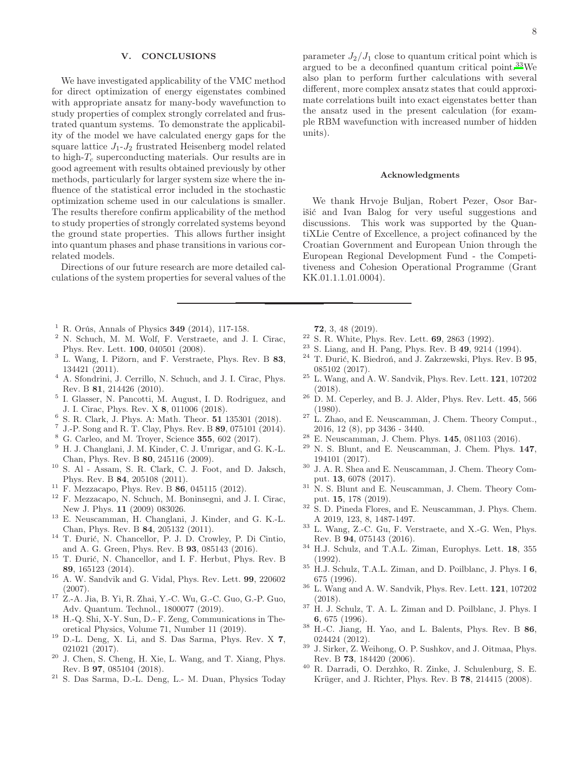## V. CONCLUSIONS

We have investigated applicability of the VMC method for direct optimization of energy eigenstates combined with appropriate ansatz for many-body wavefunction to study properties of complex strongly correlated and frustrated quantum systems. To demonstrate the applicability of the model we have calculated energy gaps for the square lattice $J_1$-$J_2$ frustrated Heisenberg model related to high-$T_c$ superconducting materials. Our results are in good agreement with results obtained previously by other methods, particularly for larger system size where the influence of the statistical error included in the stochastic optimization scheme used in our calculations is smaller. The results therefore confirm applicability of the method to study properties of strongly correlated systems beyond the ground state properties. This allows further insight into quantum phases and phase transitions in various correlated models.

Directions of our future research are more detailed calculations of the system properties for several values of the parameter $J_2/J_1$ close to quantum critical point which is argued to be a deconfined quantum critical point.[33] We also plan to perform further calculations with several different, more complex ansatz states that could approximate correlations built into exact eigenstates better than the ansatz used in the present calculation (for example RBM wavefunction with increased number of hidden units).

### Acknowledgments

We thank Hrvoje Buljan, Robert Pezer, Osor Barišić and Ivan Balog for very useful suggestions and discussions. This work was supported by the QuantiXLie Centre of Excellence, a project cofinanced by the Croatian Government and European Union through the European Regional Development Fund - the Competitiveness and Cohesion Operational Programme (Grant KK.01.1.1.01.0004).

---

[1] R. Orús, Annals of Physics **349** (2014), 117-158.
[2] N. Schuch, M. M. Wolf, F. Verstraete, and J. I. Cirac, Phys. Rev. Lett. **100**, 040501 (2008).
[3] L. Wang, I. Pižorn, and F. Verstraete, Phys. Rev. B **83**, 134421 (2011).
[4] A. Sfondrini, J. Cerrillo, N. Schuch, and J. I. Cirac, Phys. Rev. B **81**, 214426 (2010).
[5] I. Glasser, N. Pancotti, M. August, I. D. Rodriguez, and J. I. Cirac, Phys. Rev. X **8**, 011006 (2018).
[6] S. R. Clark, J. Phys. A: Math. Theor. **51** 135301 (2018).
[7] J.-P. Song and R. T. Clay, Phys. Rev. B **89**, 075101 (2014).
[8] G. Carleo, and M. Troyer, Science **355**, 602 (2017).
[9] H. J. Changlani, J. M. Kinder, C. J. Umrigar, and G. K.-L. Chan, Phys. Rev. B **80**, 245116 (2009).
[10] S. Al - Assam, S. R. Clark, C. J. Foot, and D. Jaksch, Phys. Rev. B **84**, 205108 (2011).
[11] F. Mezzacapo, Phys. Rev. B **86**, 045115 (2012).
[12] F. Mezzacapo, N. Schuch, M. Boninsegni, and J. I. Cirac, New J. Phys. **11** (2009) 083026.
[13] E. Neuscamman, H. Changlani, J. Kinder, and G. K.-L. Chan, Phys. Rev. B **84**, 205132 (2011).
[14] T. Đurić, N. Chancellor, P. J. D. Crowley, P. Di Cintio, and A. G. Green, Phys. Rev. B **93**, 085143 (2016).
[15] T. Đurić, N. Chancellor, and I. F. Herbut, Phys. Rev. B **89**, 165123 (2014).
[16] A. W. Sandvik and G. Vidal, Phys. Rev. Lett. **99**, 220602 (2007).
[17] Z.-A. Jia, B. Yi, R. Zhai, Y.-C. Wu, G.-C. Guo, G.-P. Guo, Adv. Quantum. Technol., 1800077 (2019).
[18] H.-Q. Shi, X-Y. Sun, D.- F. Zeng, Communications in Theoretical Physics, Volume 71, Number 11 (2019).
[19] D.-L. Deng, X. Li, and S. Das Sarma, Phys. Rev. X **7**, 021021 (2017).
[20] J. Chen, S. Cheng, H. Xie, L. Wang, and T. Xiang, Phys. Rev. B **97**, 085104 (2018).
[21] S. Das Sarma, D.-L. Deng, L.- M. Duan, Physics Today **72**, 3, 48 (2019).
[22] S. R. White, Phys. Rev. Lett. **69**, 2863 (1992).
[23] S. Liang, and H. Pang, Phys. Rev. B **49**, 9214 (1994).
[24] T. Đurić, K. Biedroń, and J. Zakrzewski, Phys. Rev. B **95**, 085102 (2017).
[25] L. Wang, and A. W. Sandvik, Phys. Rev. Lett. **121**, 107202 (2018).
[26] D. M. Ceperley, and B. J. Alder, Phys. Rev. Lett. **45**, 566 (1980).
[27] L. Zhao, and E. Neuscamman, J. Chem. Theory Comput., 2016, 12 (8), pp 3436 - 3440.
[28] E. Neuscamman, J. Chem. Phys. **145**, 081103 (2016).
[29] N. S. Blunt, and E. Neuscamman, J. Chem. Phys. **147**, 194101 (2017).
[30] J. A. R. Shea and E. Neuscamman, J. Chem. Theory Comput. **13**, 6078 (2017).
[31] N. S. Blunt and E. Neuscamman, J. Chem. Theory Comput. **15**, 178 (2019).
[32] S. D. Pineda Flores, and E. Neuscamman, J. Phys. Chem. A 2019, 123, 8, 1487-1497.
[33] L. Wang, Z.-C. Gu, F. Verstraete, and X.-G. Wen, Phys. Rev. B **94**, 075143 (2016).
[34] H.J. Schulz, and T.A.L. Ziman, Europhys. Lett. **18**, 355 (1992).
[35] H.J. Schulz, T.A.L. Ziman, and D. Poilblanc, J. Phys. I **6**, 675 (1996).
[36] L. Wang and A. W. Sandvik, Phys. Rev. Lett. **121**, 107202 (2018).
[37] H. J. Schulz, T. A. L. Ziman and D. Poilblanc, J. Phys. I **6**, 675 (1996).
[38] H.-C. Jiang, H. Yao, and L. Balents, Phys. Rev. B **86**, 024424 (2012).
[39] J. Sirker, Z. Weihong, O. P. Sushkov, and J. Oitmaa, Phys. Rev. B **73**, 184420 (2006).
[40] R. Darradi, O. Derzhko, R. Zinke, J. Schulenburg, S. E. Krüger, and J. Richter, Phys. Rev. B **78**, 214415 (2008).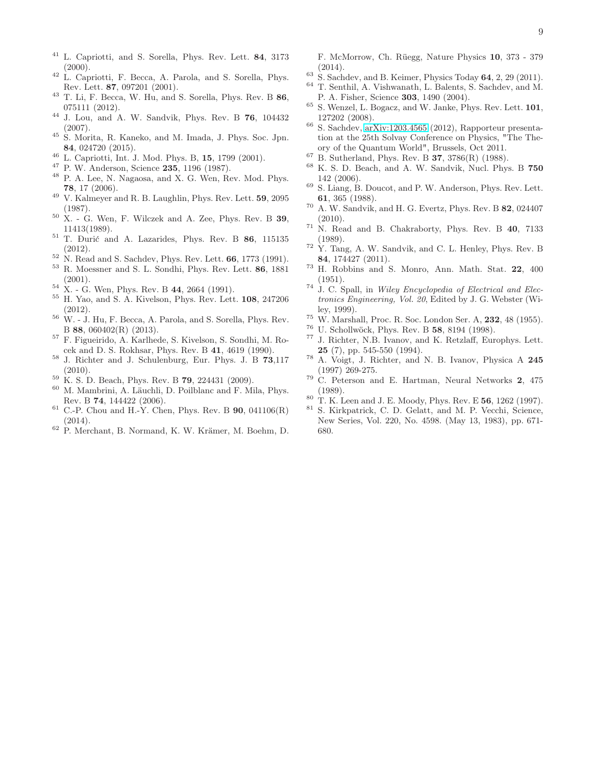[41] L. Capriotti, and S. Sorella, Phys. Rev. Lett. **84**, 3173 (2000).

[42] L. Capriotti, F. Becca, A. Parola, and S. Sorella, Phys. Rev. Lett. **87**, 097201 (2001).

[43] T. Li, F. Becca, W. Hu, and S. Sorella, Phys. Rev. B **86**, 075111 (2012).

[44] J. Lou, and A. W. Sandvik, Phys. Rev. B **76**, 104432 (2007).

[45] S. Morita, R. Kaneko, and M. Imada, J. Phys. Soc. Jpn. **84**, 024720 (2015).

[46] L. Capriotti, Int. J. Mod. Phys. B, **15**, 1799 (2001).

[47] P. W. Anderson, Science **235**, 1196 (1987).

[48] P. A. Lee, N. Nagaosa, and X. G. Wen, Rev. Mod. Phys. **78**, 17 (2006).

[49] V. Kalmeyer and R. B. Laughlin, Phys. Rev. Lett. **59**, 2095 (1987).

[50] X. - G. Wen, F. Wilczek and A. Zee, Phys. Rev. B **39**, 11413(1989).

[51] T. Đurić and A. Lazarides, Phys. Rev. B **86**, 115135 (2012).

[52] N. Read and S. Sachdev, Phys. Rev. Lett. **66**, 1773 (1991).

[53] R. Moessner and S. L. Sondhi, Phys. Rev. Lett. **86**, 1881 (2001).

[54] X. - G. Wen, Phys. Rev. B **44**, 2664 (1991).

[55] H. Yao, and S. A. Kivelson, Phys. Rev. Lett. **108**, 247206 (2012).

[56] W. - J. Hu, F. Becca, A. Parola, and S. Sorella, Phys. Rev. B **88**, 060402(R) (2013).

[57] F. Figueirido, A. Karlhede, S. Kivelson, S. Sondhi, M. Rocek and D. S. Rokhsar, Phys. Rev. B **41**, 4619 (1990).

[58] J. Richter and J. Schulenburg, Eur. Phys. J. B **73**,117 (2010).

[59] K. S. D. Beach, Phys. Rev. B **79**, 224431 (2009).

[60] M. Mambrini, A. Läuchli, D. Poilblanc and F. Mila, Phys. Rev. B **74**, 144422 (2006).

[61] C.-P. Chou and H.-Y. Chen, Phys. Rev. B **90**, 041106(R) (2014).

[62] P. Merchant, B. Normand, K. W. Krämer, M. Boehm, D. F. McMorrow, Ch. Rüegg, Nature Physics **10**, 373 - 379 (2014).

[63] S. Sachdev, and B. Keimer, Physics Today **64**, 2, 29 (2011).

[64] T. Senthil, A. Vishwanath, L. Balents, S. Sachdev, and M. P. A. Fisher, Science **303**, 1490 (2004).

[65] S. Wenzel, L. Bogacz, and W. Janke, Phys. Rev. Lett. **101**, 127202 (2008).

[66] S. Sachdev, arXiv:1203.4565 (2012), Rapporteur presentation at the 25th Solvay Conference on Physics, "The Theory of the Quantum World", Brussels, Oct 2011.

[67] B. Sutherland, Phys. Rev. B **37**, 3786(R) (1988).

[68] K. S. D. Beach, and A. W. Sandvik, Nucl. Phys. B **750** 142 (2006).

[69] S. Liang, B. Doucot, and P. W. Anderson, Phys. Rev. Lett. **61**, 365 (1988).

[70] A. W. Sandvik, and H. G. Evertz, Phys. Rev. B **82**, 024407 (2010).

[71] N. Read and B. Chakraborty, Phys. Rev. B **40**, 7133 (1989).

[72] Y. Tang, A. W. Sandvik, and C. L. Henley, Phys. Rev. B **84**, 174427 (2011).

[73] H. Robbins and S. Monro, Ann. Math. Stat. **22**, 400 (1951).

[74] J. C. Spall, in *Wiley Encyclopedia of Electrical and Electronics Engineering, Vol. 20*, Edited by J. G. Webster (Wiley, 1999).

[75] W. Marshall, Proc. R. Soc. London Ser. A, **232**, 48 (1955).

[76] U. Schollwöck, Phys. Rev. B **58**, 8194 (1998).

[77] J. Richter, N.B. Ivanov, and K. Retzlaff, Europhys. Lett. **25** (7), pp. 545-550 (1994).

[78] A. Voigt, J. Richter, and N. B. Ivanov, Physica A **245** (1997) 269-275.

[79] C. Peterson and E. Hartman, Neural Networks **2**, 475 (1989).

[80] T. K. Leen and J. E. Moody, Phys. Rev. E **56**, 1262 (1997).

[81] S. Kirkpatrick, C. D. Gelatt, and M. P. Vecchi, Science, New Series, Vol. 220, No. 4598. (May 13, 1983), pp. 671-680.